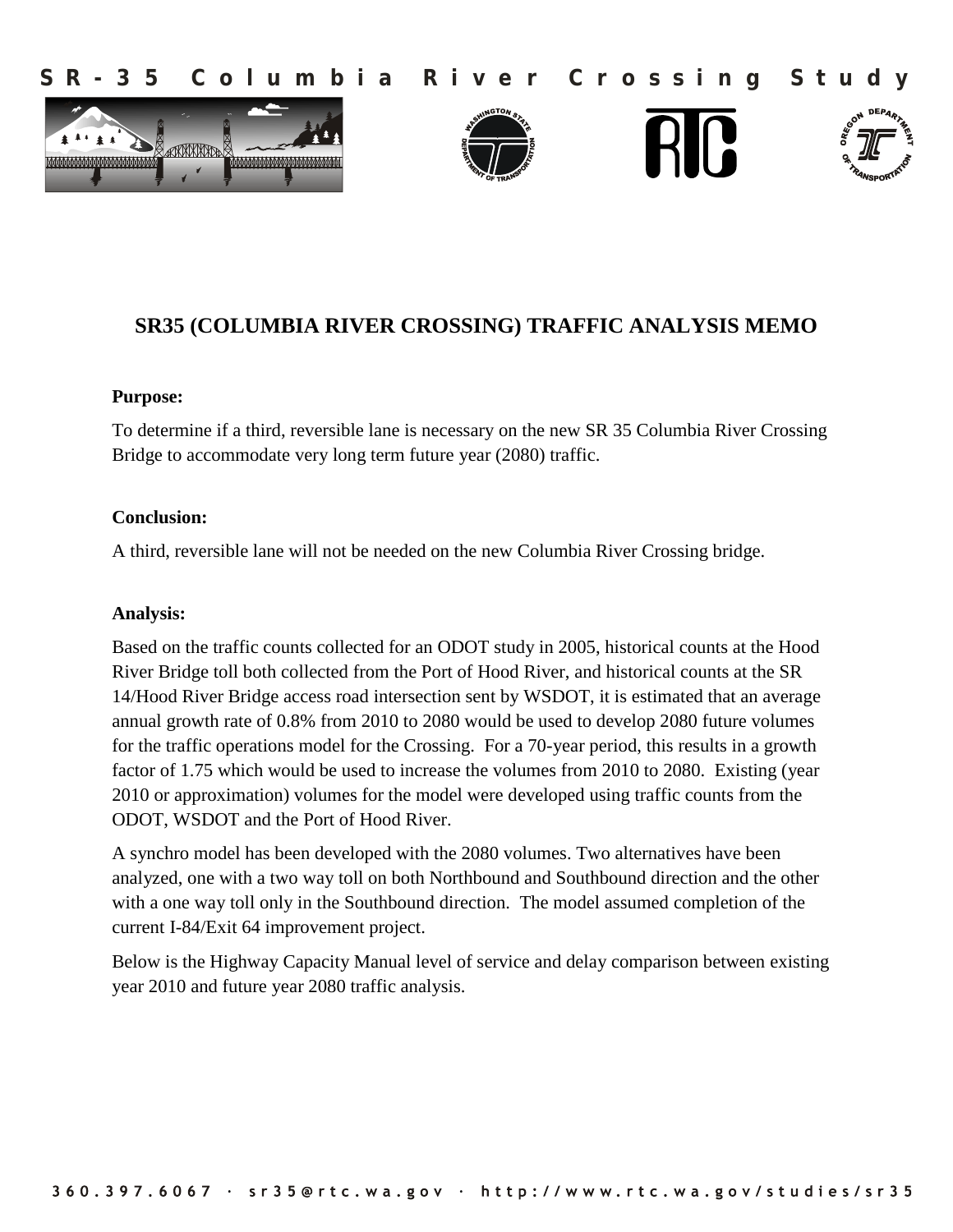SR-35 Columbia River Crossing Study

# SR35 (COLUMBIA RIVER CROSSING) TRAFFIC ANALYSIS MEMO

**Purpose:**

To determine if a third, reversible lane is necessary on the new SR 35 Columbia River Crossing Bridge to accommodate very long term future year (2080) traffic.

**Conclusion:**

A third, reversible lane will not be needed on the new Columbia River Crossing bridge.

**Analysis:**

Based on the traffic counts collected for an ODOT study in 2005, historical counts at the Hood River Bridge toll both collected from the Port of Hood River, and historical counts at the SR 14/Hood River Bridge access road intersection sent by WSDOT, it is estimated that an average annual growth rate of 0.8% from 2010 to 2080 would be used to develop 2080 future volumes for the traffic operations model for the Crossing. For a 70-year period, this results in a growth factor of 1.75 which would be used to increase the volumes from 2010 to 2080. Existing (year 2010 or approximation) volumes for the model were developed using traffic counts from the ODOT, WSDOT and the Port of Hood River.

A synchro model has been developed with the 2080 volumes. Two alternatives have been analyzed, one with a two way toll on both Northbound and Southbound direction and the other with a one way toll only in the Southbound direction. The model assumed completion of the current I-84/Exit 64 improvement project.

Below is the Highway Capacity Manual level of service and delay comparison between existing year 2010 and future year 2080 traffic analysis.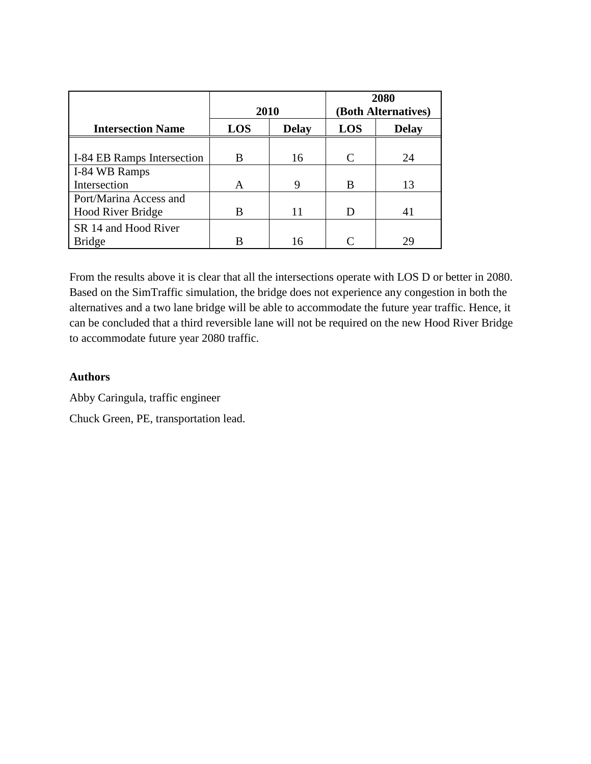| Intersection Name | 2010 | | 2080 (Both Alternatives) | |
|---|---|---|---|---|
| | LOS | Delay | LOS | Delay |
| I-84 EB Ramps Intersection | B | 16 | C | 24 |
| I-84 WB Ramps Intersection | A | 9 | B | 13 |
| Port/Marina Access and Hood River Bridge | B | 11 | D | 41 |
| SR 14 and Hood River Bridge | B | 16 | C | 29 |

From the results above it is clear that all the intersections operate with LOS D or better in 2080. Based on the SimTraffic simulation, the bridge does not experience any congestion in both the alternatives and a two lane bridge will be able to accommodate the future year traffic. Hence, it can be concluded that a third reversible lane will not be required on the new Hood River Bridge to accommodate future year 2080 traffic.

**Authors**

Abby Caringula, traffic engineer

Chuck Green, PE, transportation lead.